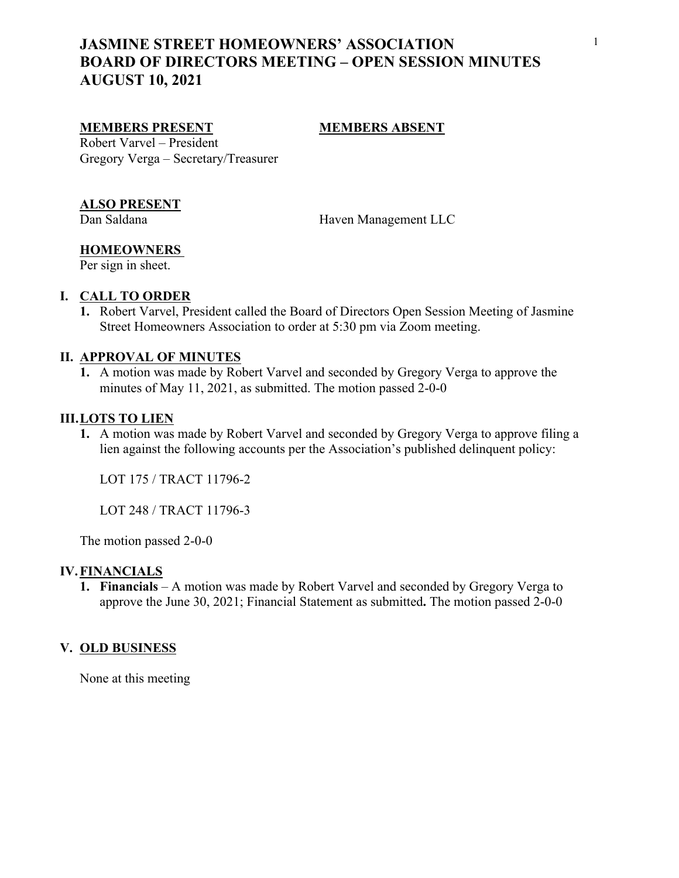# JASMINE STREET HOMEOWNERS' ASSOCIATION
# BOARD OF DIRECTORS MEETING – OPEN SESSION MINUTES
# AUGUST 10, 2021

| **MEMBERS PRESENT** | **MEMBERS ABSENT** |
|---|---|
| Robert Varvel – President | |
| Gregory Verga – Secretary/Treasurer | |

**ALSO PRESENT**

Dan Saldana — Haven Management LLC

**HOMEOWNERS**

Per sign in sheet.

## I. CALL TO ORDER

1. Robert Varvel, President called the Board of Directors Open Session Meeting of Jasmine Street Homeowners Association to order at 5:30 pm via Zoom meeting.

## II. APPROVAL OF MINUTES

1. A motion was made by Robert Varvel and seconded by Gregory Verga to approve the minutes of May 11, 2021, as submitted. The motion passed 2-0-0

## III. LOTS TO LIEN

1. A motion was made by Robert Varvel and seconded by Gregory Verga to approve filing a lien against the following accounts per the Association's published delinquent policy:

   LOT 175 / TRACT 11796-2

   LOT 248 / TRACT 11796-3

The motion passed 2-0-0

## IV. FINANCIALS

1. **Financials** – A motion was made by Robert Varvel and seconded by Gregory Verga to approve the June 30, 2021; Financial Statement as submitted**.** The motion passed 2-0-0

## V. OLD BUSINESS

None at this meeting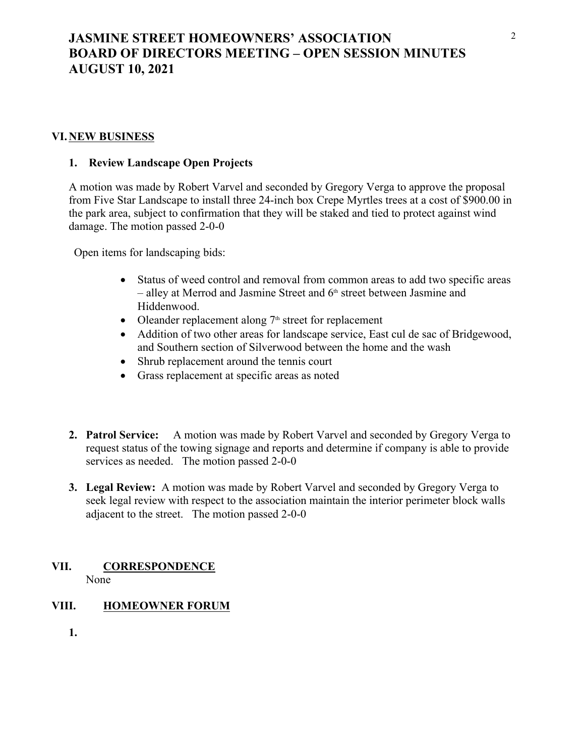# JASMINE STREET HOMEOWNERS' ASSOCIATION
# BOARD OF DIRECTORS MEETING – OPEN SESSION MINUTES
# AUGUST 10, 2021

## VI. NEW BUSINESS

### 1. Review Landscape Open Projects

A motion was made by Robert Varvel and seconded by Gregory Verga to approve the proposal from Five Star Landscape to install three 24-inch box Crepe Myrtles trees at a cost of $900.00 in the park area, subject to confirmation that they will be staked and tied to protect against wind damage. The motion passed 2-0-0

Open items for landscaping bids:

- Status of weed control and removal from common areas to add two specific areas – alley at Merrod and Jasmine Street and 6th street between Jasmine and Hiddenwood.
- Oleander replacement along 7th street for replacement
- Addition of two other areas for landscape service, East cul de sac of Bridgewood, and Southern section of Silverwood between the home and the wash
- Shrub replacement around the tennis court
- Grass replacement at specific areas as noted

2. **Patrol Service:** A motion was made by Robert Varvel and seconded by Gregory Verga to request status of the towing signage and reports and determine if company is able to provide services as needed. The motion passed 2-0-0

3. **Legal Review:** A motion was made by Robert Varvel and seconded by Gregory Verga to seek legal review with respect to the association maintain the interior perimeter block walls adjacent to the street. The motion passed 2-0-0

## VII. CORRESPONDENCE

None

## VIII. HOMEOWNER FORUM

1.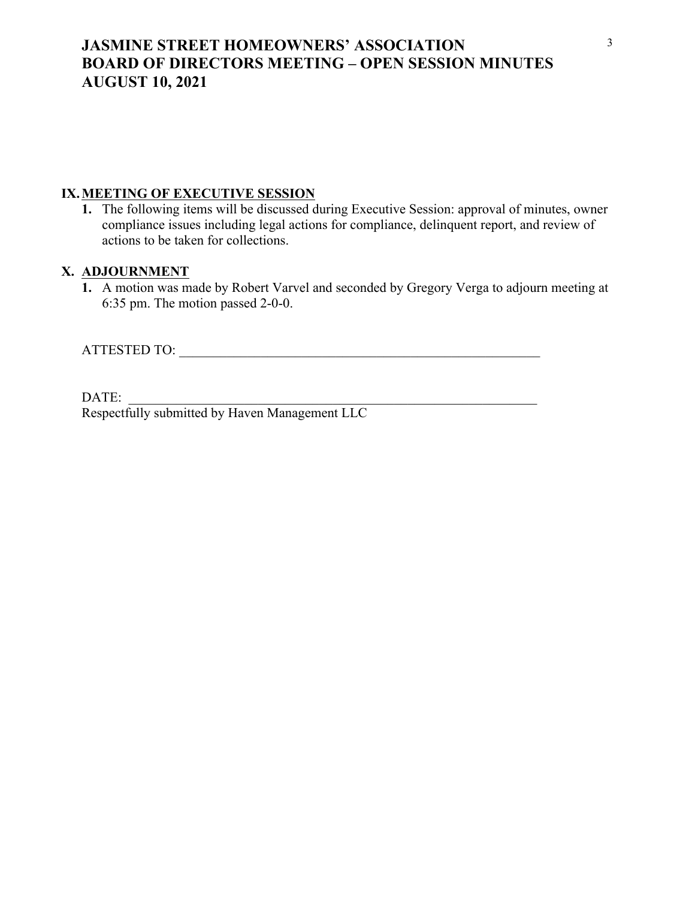# JASMINE STREET HOMEOWNERS' ASSOCIATION
# BOARD OF DIRECTORS MEETING – OPEN SESSION MINUTES
# AUGUST 10, 2021

## IX. MEETING OF EXECUTIVE SESSION

1. The following items will be discussed during Executive Session: approval of minutes, owner compliance issues including legal actions for compliance, delinquent report, and review of actions to be taken for collections.

## X. ADJOURNMENT

1. A motion was made by Robert Varvel and seconded by Gregory Verga to adjourn meeting at 6:35 pm. The motion passed 2-0-0.

ATTESTED TO: \_\_\_\_\_\_\_\_\_\_\_\_\_\_\_\_\_\_\_\_\_\_\_\_\_\_\_\_\_\_\_\_\_\_\_\_\_\_\_\_\_\_\_\_\_\_\_\_\_\_\_\_\_\_\_\_

DATE: \_\_\_\_\_\_\_\_\_\_\_\_\_\_\_\_\_\_\_\_\_\_\_\_\_\_\_\_\_\_\_\_\_\_\_\_\_\_\_\_\_\_\_\_\_\_\_\_\_\_\_\_\_\_\_\_\_\_\_\_\_\_\_\_

Respectfully submitted by Haven Management LLC